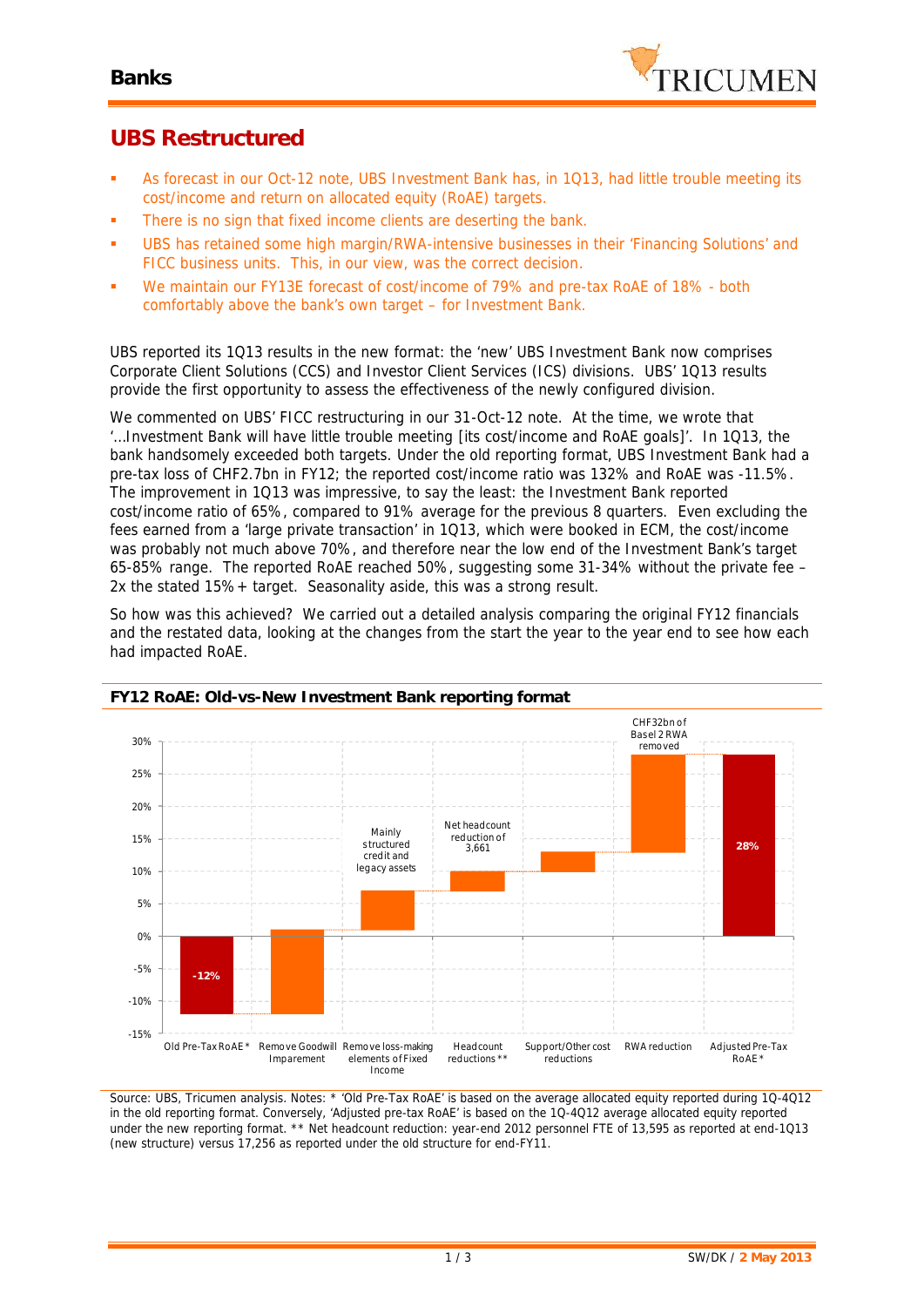# UBS Restructured

- As forecast in our Oct-12 note, UBS Investment Bank has, in 1Q13, had little trouble meeting its cost/income and return on allocated equity (RoAE) targets.
- There is no sign that fixed income clients are deserting the bank.
- UBS has retained some high margin/RWA-intensive businesses in their 'Financing Solutions' and FICC business units. This, in our view, was the correct decision.
- We maintain our FY13E forecast of cost/income of 79% and pre-tax RoAE of 18% - both comfortably above the bank's own target – for Investment Bank.

UBS reported its 1Q13 results in the new format: the 'new' UBS Investment Bank now comprises Corporate Client Solutions (CCS) and Investor Client Services (ICS) divisions. UBS' 1Q13 results provide the first opportunity to assess the effectiveness of the newly configured division.

We commented on UBS' FICC restructuring in our 31-Oct-12 note. At the time, we wrote that '…Investment Bank will have little trouble meeting [its cost/income and RoAE goals]'. In 1Q13, the bank handsomely exceeded both targets. Under the old reporting format, UBS Investment Bank had a pre-tax loss of CHF2.7bn in FY12; the reported cost/income ratio was 132% and RoAE was -11.5%. The improvement in 1Q13 was impressive, to say the least: the Investment Bank reported cost/income ratio of 65%, compared to 91% average for the previous 8 quarters. Even excluding the fees earned from a 'large private transaction' in 1Q13, which were booked in ECM, the cost/income was probably not much above 70%, and therefore near the low end of the Investment Bank's target 65-85% range. The reported RoAE reached 50%, suggesting some 31-34% without the private fee – 2x the stated 15%+ target. Seasonality aside, this was a strong result.

So how was this achieved? We carried out a detailed analysis comparing the original FY12 financials and the restated data, looking at the changes from the start the year to the year end to see how each had impacted RoAE.

**FY12 RoAE: Old-vs-New Investment Bank reporting format**

30%
25%
20%
15%
10%
5%
0%
-5%
-10%
-15%

-12%
Mainly structured credit and legacy assets
Net headcount reduction of 3,661
CHF32bn of Basel 2 RWA removed
28%

Old Pre-Tax RoAE*
Remove Goodwill Imparement
Remove loss-making elements of Fixed Income
Headcount reductions**
Support/Other cost reductions
RWA reduction
Adjusted Pre-Tax RoAE*

Source: UBS, Tricumen analysis. Notes: * 'Old Pre-Tax RoAE' is based on the average allocated equity reported during 1Q-4Q12 in the old reporting format. Conversely, 'Adjusted pre-tax RoAE' is based on the 1Q-4Q12 average allocated equity reported under the new reporting format. ** Net headcount reduction: year-end 2012 personnel FTE of 13,595 as reported at end-1Q13 (new structure) versus 17,256 as reported under the old structure for end-FY11.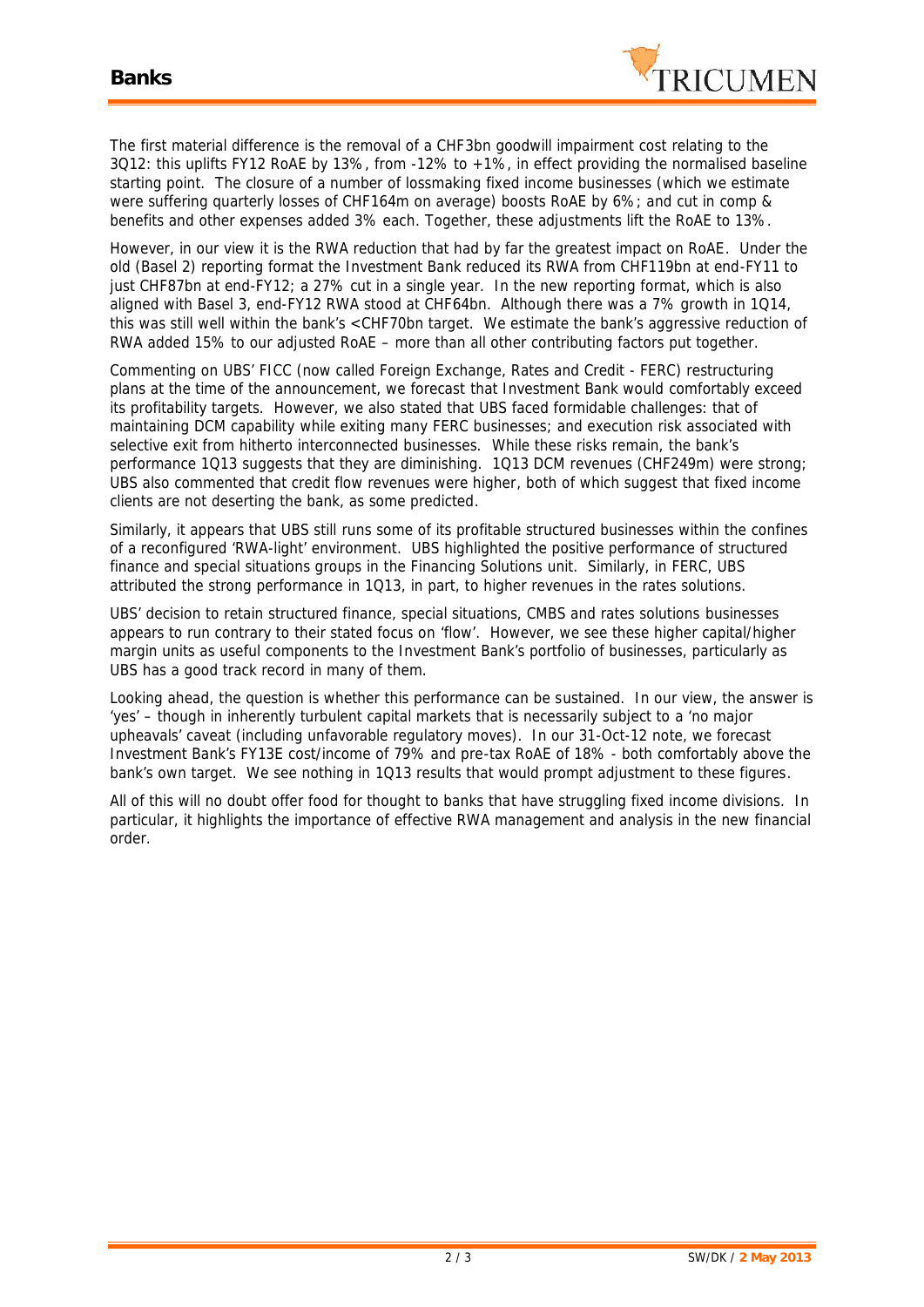The first material difference is the removal of a CHF3bn goodwill impairment cost relating to the 3Q12: this uplifts FY12 RoAE by 13%, from -12% to +1%, in effect providing the normalised baseline starting point. The closure of a number of lossmaking fixed income businesses (which we estimate were suffering quarterly losses of CHF164m on average) boosts RoAE by 6%; and cut in comp & benefits and other expenses added 3% each. Together, these adjustments lift the RoAE to 13%.

However, in our view it is the RWA reduction that had by far the greatest impact on RoAE. Under the old (Basel 2) reporting format the Investment Bank reduced its RWA from CHF119bn at end-FY11 to just CHF87bn at end-FY12; a 27% cut in a single year. In the new reporting format, which is also aligned with Basel 3, end-FY12 RWA stood at CHF64bn. Although there was a 7% growth in 1Q14, this was still well within the bank's <CHF70bn target. We estimate the bank's aggressive reduction of RWA added 15% to our adjusted RoAE – more than all other contributing factors put together.

Commenting on UBS' FICC (now called Foreign Exchange, Rates and Credit - FERC) restructuring plans at the time of the announcement, we forecast that Investment Bank would comfortably exceed its profitability targets. However, we also stated that UBS faced formidable challenges: that of maintaining DCM capability while exiting many FERC businesses; and execution risk associated with selective exit from hitherto interconnected businesses. While these risks remain, the bank's performance 1Q13 suggests that they are diminishing. 1Q13 DCM revenues (CHF249m) were strong; UBS also commented that credit flow revenues were higher, both of which suggest that fixed income clients are not deserting the bank, as some predicted.

Similarly, it appears that UBS still runs some of its profitable structured businesses within the confines of a reconfigured 'RWA-light' environment. UBS highlighted the positive performance of structured finance and special situations groups in the Financing Solutions unit. Similarly, in FERC, UBS attributed the strong performance in 1Q13, in part, to higher revenues in the rates solutions.

UBS' decision to retain structured finance, special situations, CMBS and rates solutions businesses appears to run contrary to their stated focus on 'flow'. However, we see these higher capital/higher margin units as useful components to the Investment Bank's portfolio of businesses, particularly as UBS has a good track record in many of them.

Looking ahead, the question is whether this performance can be sustained. In our view, the answer is 'yes' – though in inherently turbulent capital markets that is necessarily subject to a 'no major upheavals' caveat (including unfavorable regulatory moves). In our 31-Oct-12 note, we forecast Investment Bank's FY13E cost/income of 79% and pre-tax RoAE of 18% - both comfortably above the bank's own target. We see nothing in 1Q13 results that would prompt adjustment to these figures.

All of this will no doubt offer food for thought to banks that have struggling fixed income divisions. In particular, it highlights the importance of effective RWA management and analysis in the new financial order.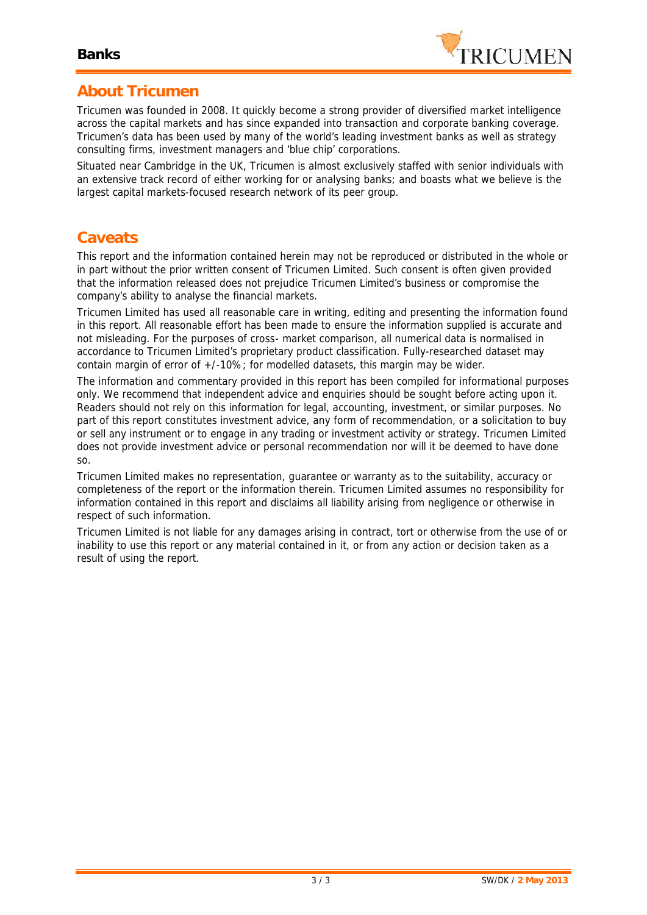## About Tricumen

Tricumen was founded in 2008. It quickly become a strong provider of diversified market intelligence across the capital markets and has since expanded into transaction and corporate banking coverage. Tricumen's data has been used by many of the world's leading investment banks as well as strategy consulting firms, investment managers and 'blue chip' corporations.

Situated near Cambridge in the UK, Tricumen is almost exclusively staffed with senior individuals with an extensive track record of either working for or analysing banks; and boasts what we believe is the largest capital markets-focused research network of its peer group.

## Caveats

This report and the information contained herein may not be reproduced or distributed in the whole or in part without the prior written consent of Tricumen Limited. Such consent is often given provided that the information released does not prejudice Tricumen Limited's business or compromise the company's ability to analyse the financial markets.

Tricumen Limited has used all reasonable care in writing, editing and presenting the information found in this report. All reasonable effort has been made to ensure the information supplied is accurate and not misleading. For the purposes of cross- market comparison, all numerical data is normalised in accordance to Tricumen Limited's proprietary product classification. Fully-researched dataset may contain margin of error of +/-10%; for modelled datasets, this margin may be wider.

The information and commentary provided in this report has been compiled for informational purposes only. We recommend that independent advice and enquiries should be sought before acting upon it. Readers should not rely on this information for legal, accounting, investment, or similar purposes. No part of this report constitutes investment advice, any form of recommendation, or a solicitation to buy or sell any instrument or to engage in any trading or investment activity or strategy. Tricumen Limited does not provide investment advice or personal recommendation nor will it be deemed to have done so.

Tricumen Limited makes no representation, guarantee or warranty as to the suitability, accuracy or completeness of the report or the information therein. Tricumen Limited assumes no responsibility for information contained in this report and disclaims all liability arising from negligence or otherwise in respect of such information.

Tricumen Limited is not liable for any damages arising in contract, tort or otherwise from the use of or inability to use this report or any material contained in it, or from any action or decision taken as a result of using the report.